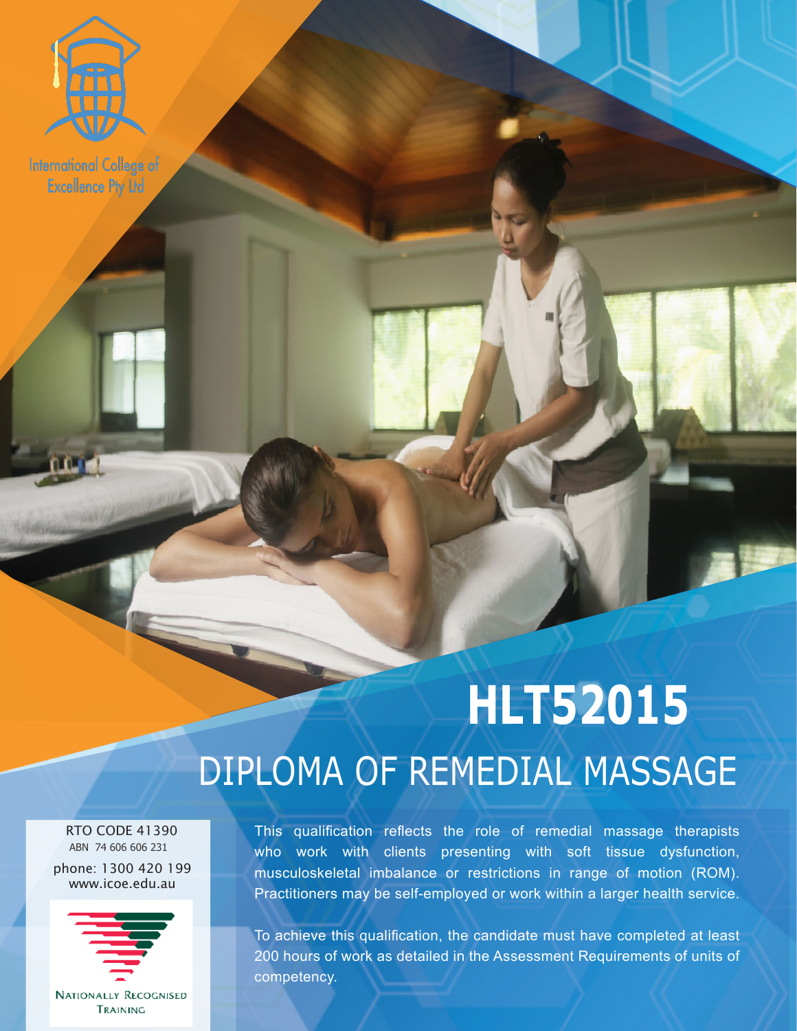International College of Excellence Pty Ltd

# HLT52015

## DIPLOMA OF REMEDIAL MASSAGE

RTO CODE 41390
ABN 74 606 606 231

phone: 1300 420 199
www.icoe.edu.au

NATIONALLY RECOGNISED TRAINING

This qualification reflects the role of remedial massage therapists who work with clients presenting with soft tissue dysfunction, musculoskeletal imbalance or restrictions in range of motion (ROM). Practitioners may be self-employed or work within a larger health service.

To achieve this qualification, the candidate must have completed at least 200 hours of work as detailed in the Assessment Requirements of units of competency.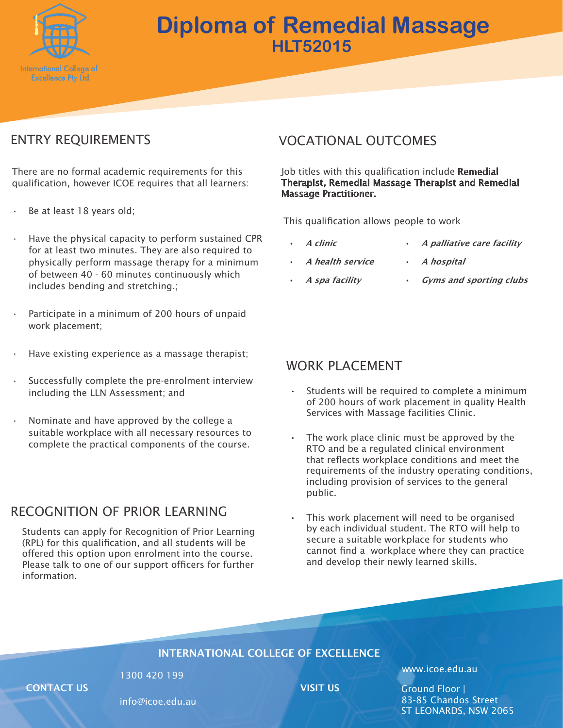International College of Excellence Pty Ltd

# Diploma of Remedial Massage

## HLT52015

## ENTRY REQUIREMENTS

There are no formal academic requirements for this qualification, however ICOE requires that all learners:

- Be at least 18 years old;
- Have the physical capacity to perform sustained CPR for at least two minutes. They are also required to physically perform massage therapy for a minimum of between 40 - 60 minutes continuously which includes bending and stretching.;
- Participate in a minimum of 200 hours of unpaid work placement;
- Have existing experience as a massage therapist;
- Successfully complete the pre-enrolment interview including the LLN Assessment; and
- Nominate and have approved by the college a suitable workplace with all necessary resources to complete the practical components of the course.

## RECOGNITION OF PRIOR LEARNING

Students can apply for Recognition of Prior Learning (RPL) for this qualification, and all students will be offered this option upon enrolment into the course. Please talk to one of our support officers for further information.

## VOCATIONAL OUTCOMES

Job titles with this qualification include **Remedial Therapist, Remedial Massage Therapist and Remedial Massage Practitioner.**

This qualification allows people to work

- ***A clinic***
- ***A health service***
- ***A spa facility***
- ***A palliative care facility***
- ***A hospital***
- ***Gyms and sporting clubs***

## WORK PLACEMENT

- Students will be required to complete a minimum of 200 hours of work placement in quality Health Services with Massage facilities Clinic.
- The work place clinic must be approved by the RTO and be a regulated clinical environment that reflects workplace conditions and meet the requirements of the industry operating conditions, including provision of services to the general public.
- This work placement will need to be organised by each individual student. The RTO will help to secure a suitable workplace for students who cannot find a workplace where they can practice and develop their newly learned skills.

**INTERNATIONAL COLLEGE OF EXCELLENCE**

**CONTACT US**

1300 420 199

info@icoe.edu.au

**VISIT US**

www.icoe.edu.au

Ground Floor |
83-85 Chandos Street
ST LEONARDS, NSW 2065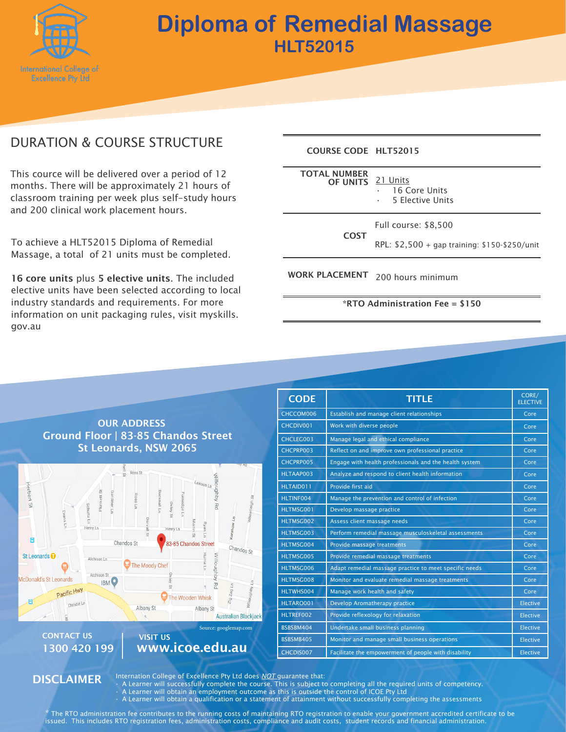International College of Excellence Pty Ltd

# Diploma of Remedial Massage

## HLT52015

## DURATION & COURSE STRUCTURE

This cource will be delivered over a period of 12 months. There will be approximately 21 hours of classroom training per week plus self-study hours and 200 clinical work placement hours.

To achieve a HLT52015 Diploma of Remedial Massage, a total of 21 units must be completed.

**16 core units** plus **5 elective units**. The included elective units have been selected according to local industry standards and requirements. For more information on unit packaging rules, visit myskills.gov.au

| | |
|---|---|
| **COURSE CODE** | **HLT52015** |
| **TOTAL NUMBER OF UNITS** | 21 Units<br>· 16 Core Units<br>· 5 Elective Units |
| **COST** | Full course: $8,500<br>RPL: $2,500 + gap training: $150-$250/unit |
| **WORK PLACEMENT** | 200 hours minimum |

***RTO Administration Fee = $150**

**OUR ADDRESS**
**Ground Floor | 83-85 Chandos Street**
**St Leonards, NSW 2065**

Source: googlemap.com

**CONTACT US**
**1300 420 199**

**VISIT US**
**www.icoe.edu.au**

| CODE | TITLE | CORE/ ELECTIVE |
|---|---|---|
| CHCCOM006 | Establish and manage client relationships | Core |
| CHCDIV001 | Work with diverse people | Core |
| CHCLEG003 | Manage legal and ethical compliance | Core |
| CHCPRP003 | Reflect on and improve own professional practice | Core |
| CHCPRP005 | Engage with health professionals and the health system | Core |
| HLTAAP003 | Analyze and respond to client health information | Core |
| HLTAID011 | Provide first aid | Core |
| HLTINF004 | Manage the prevention and control of infection | Core |
| HLTMSG001 | Develop massage practice | Core |
| HLTMSG002 | Assess client massage needs | Core |
| HLTMSG003 | Perform remedial massage musculoskeletal assessments | Core |
| HLTMSG004 | Provide massage treatments | Core |
| HLTMSG005 | Provide remedial massage treatments | Core |
| HLTMSG006 | Adapt remedial massage practice to meet specific needs | Core |
| HLTMSG008 | Monitor and evaluate remedial massage treatments | Core |
| HLTWHS004 | Manage work health and safety | Core |
| HLTARO001 | Develop Aromatherapy practice | Elective |
| HLTREF002 | Provide reflexology for relaxation | Elective |
| BSBSBM404 | Undertake small business planning | Elective |
| BSBSBM405 | Monitor and manage small business operations | Elective |
| CHCDIS007 | Facilitate the empowerment of people with disability | Elective |

**DISCLAIMER**

International College of Excellence Pty Ltd does *NOT* guarantee that:

- A Learner will successfully complete the course. This is subject to completing all the required units of competency.
- A Learner will obtain an employment outcome as this is outside the control of ICOE Pty Ltd
- A Learner will obtain a qualification or a statement of attainment without successfully completing the assessments

* The RTO administration fee contributes to the running costs of maintaining RTO registration to enable your government accredited certificate to be issued. This includes RTO registration fees, administration costs, compliance and audit costs, student records and financial administration.